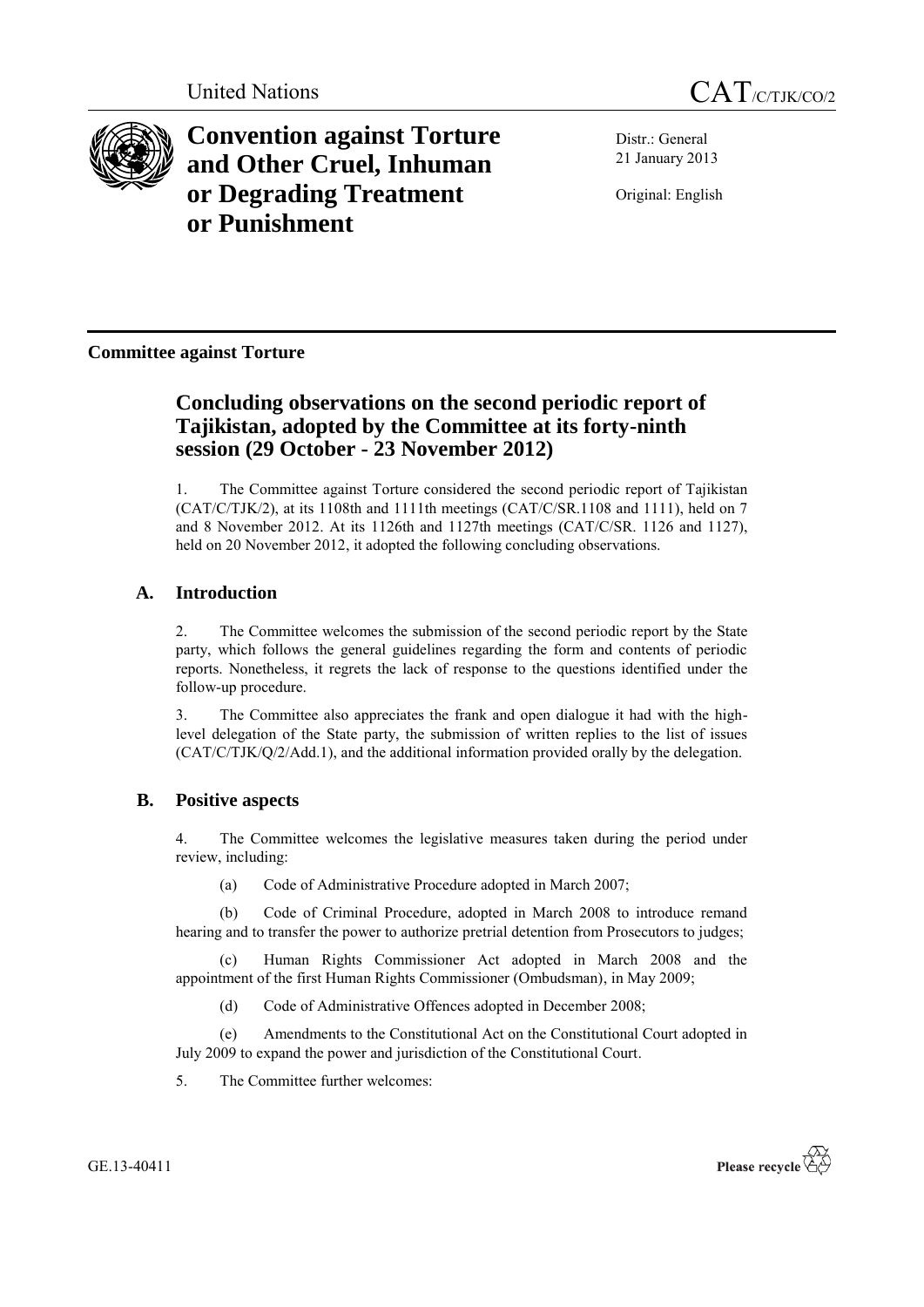United Nations CAT/C/TJK/CO/2

# Convention against Torture and Other Cruel, Inhuman or Degrading Treatment or Punishment

Distr.: General
21 January 2013

Original: English

**Committee against Torture**

## Concluding observations on the second periodic report of Tajikistan, adopted by the Committee at its forty-ninth session (29 October - 23 November 2012)

1. The Committee against Torture considered the second periodic report of Tajikistan (CAT/C/TJK/2), at its 1108th and 1111th meetings (CAT/C/SR.1108 and 1111), held on 7 and 8 November 2012. At its 1126th and 1127th meetings (CAT/C/SR. 1126 and 1127), held on 20 November 2012, it adopted the following concluding observations.

### A. Introduction

2. The Committee welcomes the submission of the second periodic report by the State party, which follows the general guidelines regarding the form and contents of periodic reports. Nonetheless, it regrets the lack of response to the questions identified under the follow-up procedure.

3. The Committee also appreciates the frank and open dialogue it had with the high-level delegation of the State party, the submission of written replies to the list of issues (CAT/C/TJK/Q/2/Add.1), and the additional information provided orally by the delegation.

### B. Positive aspects

4. The Committee welcomes the legislative measures taken during the period under review, including:

(a) Code of Administrative Procedure adopted in March 2007;

(b) Code of Criminal Procedure, adopted in March 2008 to introduce remand hearing and to transfer the power to authorize pretrial detention from Prosecutors to judges;

(c) Human Rights Commissioner Act adopted in March 2008 and the appointment of the first Human Rights Commissioner (Ombudsman), in May 2009;

(d) Code of Administrative Offences adopted in December 2008;

(e) Amendments to the Constitutional Act on the Constitutional Court adopted in July 2009 to expand the power and jurisdiction of the Constitutional Court.

5. The Committee further welcomes: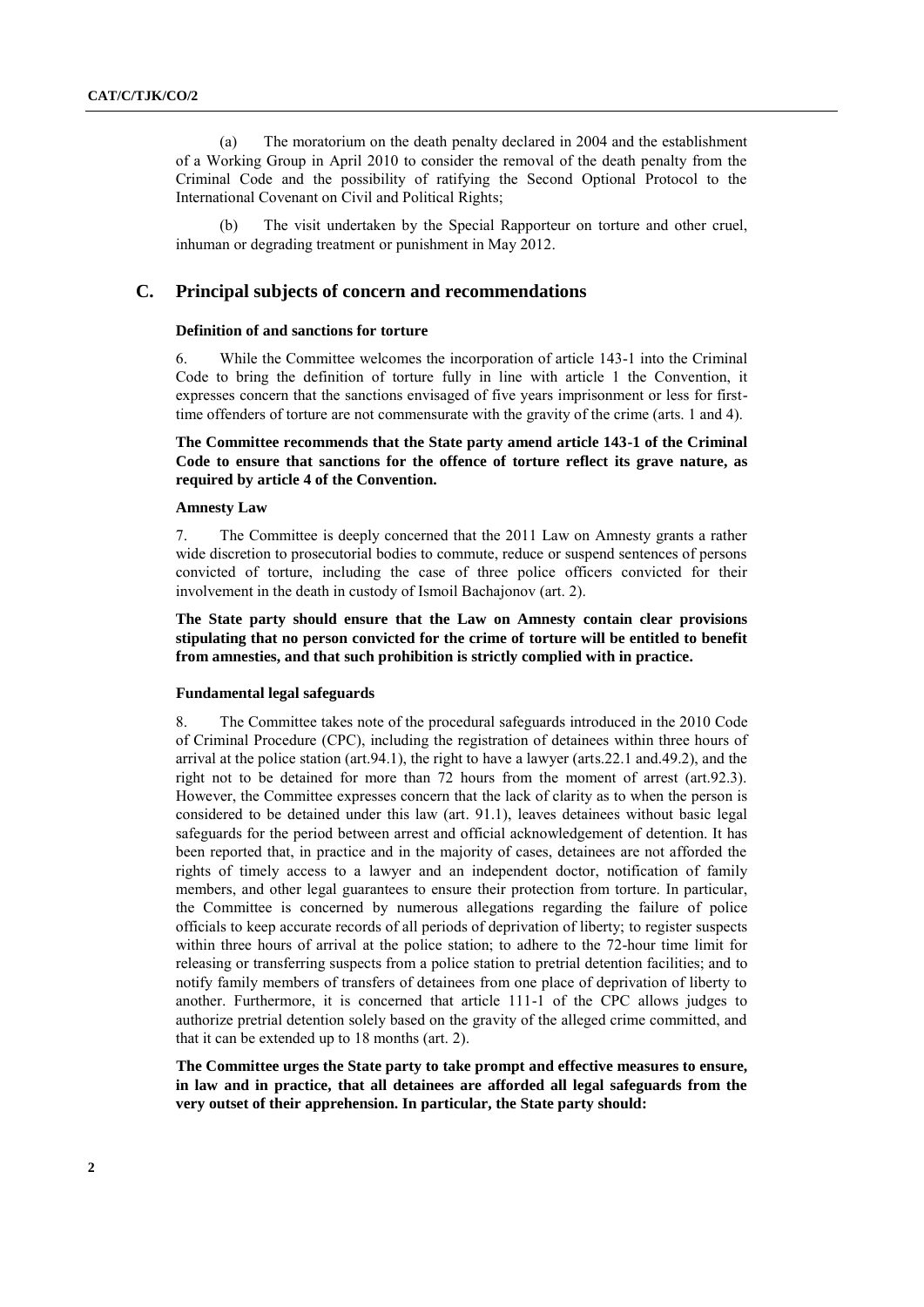(a) The moratorium on the death penalty declared in 2004 and the establishment of a Working Group in April 2010 to consider the removal of the death penalty from the Criminal Code and the possibility of ratifying the Second Optional Protocol to the International Covenant on Civil and Political Rights;

(b) The visit undertaken by the Special Rapporteur on torture and other cruel, inhuman or degrading treatment or punishment in May 2012.

## C. Principal subjects of concern and recommendations

### Definition of and sanctions for torture

6. While the Committee welcomes the incorporation of article 143-1 into the Criminal Code to bring the definition of torture fully in line with article 1 the Convention, it expresses concern that the sanctions envisaged of five years imprisonment or less for first-time offenders of torture are not commensurate with the gravity of the crime (arts. 1 and 4).

**The Committee recommends that the State party amend article 143-1 of the Criminal Code to ensure that sanctions for the offence of torture reflect its grave nature, as required by article 4 of the Convention.**

### Amnesty Law

7. The Committee is deeply concerned that the 2011 Law on Amnesty grants a rather wide discretion to prosecutorial bodies to commute, reduce or suspend sentences of persons convicted of torture, including the case of three police officers convicted for their involvement in the death in custody of Ismoil Bachajonov (art. 2).

**The State party should ensure that the Law on Amnesty contain clear provisions stipulating that no person convicted for the crime of torture will be entitled to benefit from amnesties, and that such prohibition is strictly complied with in practice.**

### Fundamental legal safeguards

8. The Committee takes note of the procedural safeguards introduced in the 2010 Code of Criminal Procedure (CPC), including the registration of detainees within three hours of arrival at the police station (art.94.1), the right to have a lawyer (arts.22.1 and.49.2), and the right not to be detained for more than 72 hours from the moment of arrest (art.92.3). However, the Committee expresses concern that the lack of clarity as to when the person is considered to be detained under this law (art. 91.1), leaves detainees without basic legal safeguards for the period between arrest and official acknowledgement of detention. It has been reported that, in practice and in the majority of cases, detainees are not afforded the rights of timely access to a lawyer and an independent doctor, notification of family members, and other legal guarantees to ensure their protection from torture. In particular, the Committee is concerned by numerous allegations regarding the failure of police officials to keep accurate records of all periods of deprivation of liberty; to register suspects within three hours of arrival at the police station; to adhere to the 72-hour time limit for releasing or transferring suspects from a police station to pretrial detention facilities; and to notify family members of transfers of detainees from one place of deprivation of liberty to another. Furthermore, it is concerned that article 111-1 of the CPC allows judges to authorize pretrial detention solely based on the gravity of the alleged crime committed, and that it can be extended up to 18 months (art. 2).

**The Committee urges the State party to take prompt and effective measures to ensure, in law and in practice, that all detainees are afforded all legal safeguards from the very outset of their apprehension. In particular, the State party should:**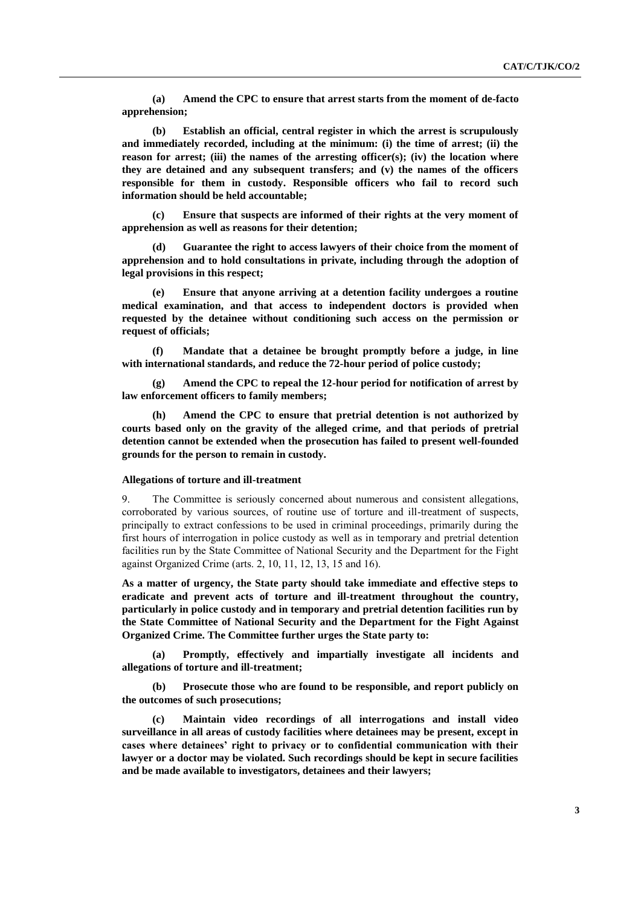**(a) Amend the CPC to ensure that arrest starts from the moment of de-facto apprehension;**

**(b) Establish an official, central register in which the arrest is scrupulously and immediately recorded, including at the minimum: (i) the time of arrest; (ii) the reason for arrest; (iii) the names of the arresting officer(s); (iv) the location where they are detained and any subsequent transfers; and (v) the names of the officers responsible for them in custody. Responsible officers who fail to record such information should be held accountable;**

**(c) Ensure that suspects are informed of their rights at the very moment of apprehension as well as reasons for their detention;**

**(d) Guarantee the right to access lawyers of their choice from the moment of apprehension and to hold consultations in private, including through the adoption of legal provisions in this respect;**

**(e) Ensure that anyone arriving at a detention facility undergoes a routine medical examination, and that access to independent doctors is provided when requested by the detainee without conditioning such access on the permission or request of officials;**

**(f) Mandate that a detainee be brought promptly before a judge, in line with international standards, and reduce the 72-hour period of police custody;**

**(g) Amend the CPC to repeal the 12-hour period for notification of arrest by law enforcement officers to family members;**

**(h) Amend the CPC to ensure that pretrial detention is not authorized by courts based only on the gravity of the alleged crime, and that periods of pretrial detention cannot be extended when the prosecution has failed to present well-founded grounds for the person to remain in custody.**

### Allegations of torture and ill-treatment

9. The Committee is seriously concerned about numerous and consistent allegations, corroborated by various sources, of routine use of torture and ill-treatment of suspects, principally to extract confessions to be used in criminal proceedings, primarily during the first hours of interrogation in police custody as well as in temporary and pretrial detention facilities run by the State Committee of National Security and the Department for the Fight against Organized Crime (arts. 2, 10, 11, 12, 13, 15 and 16).

**As a matter of urgency, the State party should take immediate and effective steps to eradicate and prevent acts of torture and ill-treatment throughout the country, particularly in police custody and in temporary and pretrial detention facilities run by the State Committee of National Security and the Department for the Fight Against Organized Crime. The Committee further urges the State party to:**

**(a) Promptly, effectively and impartially investigate all incidents and allegations of torture and ill-treatment;**

**(b) Prosecute those who are found to be responsible, and report publicly on the outcomes of such prosecutions;**

**(c) Maintain video recordings of all interrogations and install video surveillance in all areas of custody facilities where detainees may be present, except in cases where detainees' right to privacy or to confidential communication with their lawyer or a doctor may be violated. Such recordings should be kept in secure facilities and be made available to investigators, detainees and their lawyers;**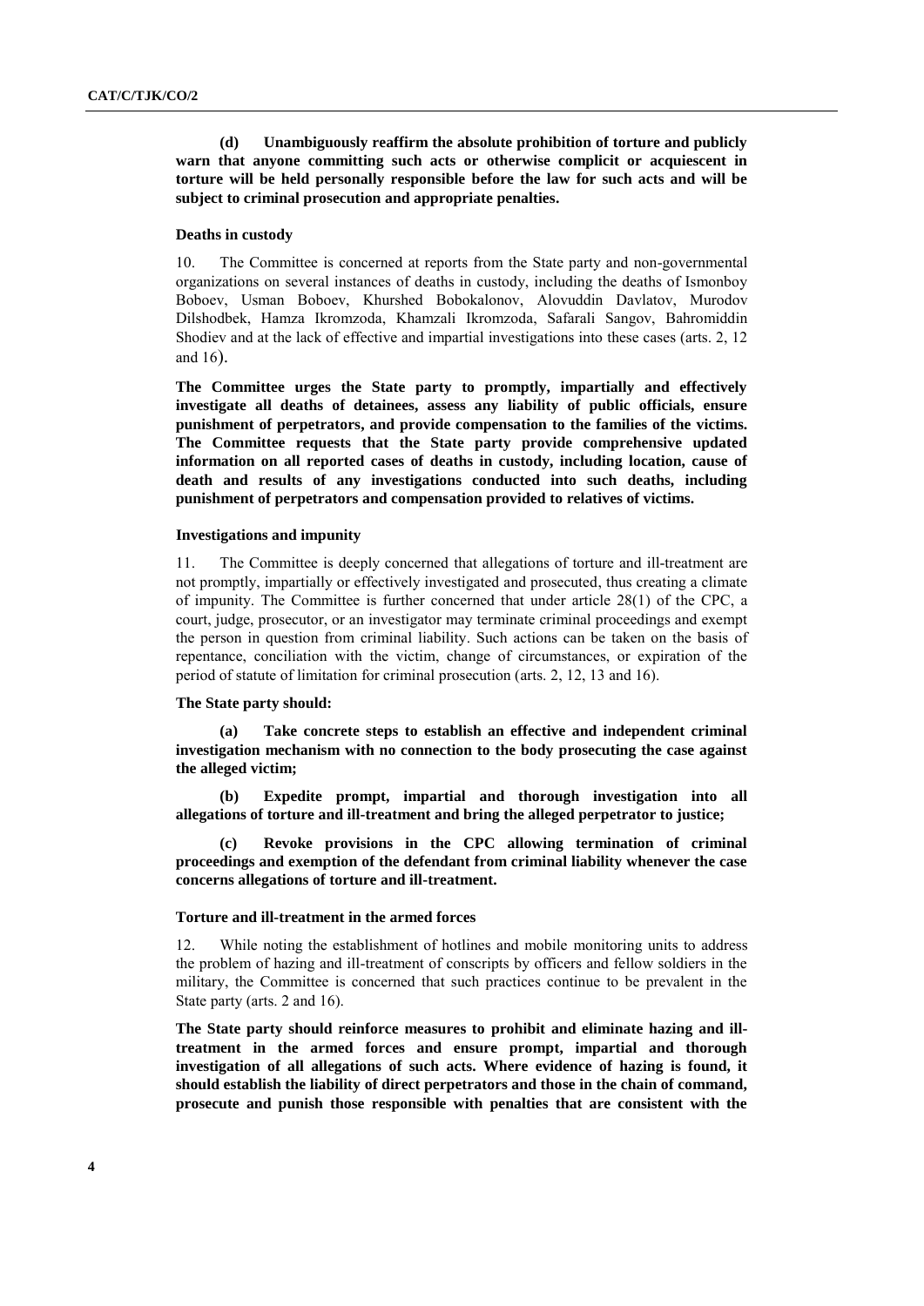**(d) Unambiguously reaffirm the absolute prohibition of torture and publicly warn that anyone committing such acts or otherwise complicit or acquiescent in torture will be held personally responsible before the law for such acts and will be subject to criminal prosecution and appropriate penalties.**

#### Deaths in custody

10. The Committee is concerned at reports from the State party and non-governmental organizations on several instances of deaths in custody, including the deaths of Ismonboy Boboev, Usman Boboev, Khurshed Bobokalonov, Alovuddin Davlatov, Murodov Dilshodbek, Hamza Ikromzoda, Khamzali Ikromzoda, Safarali Sangov, Bahromiddin Shodiev and at the lack of effective and impartial investigations into these cases (arts. 2, 12 and 16).

**The Committee urges the State party to promptly, impartially and effectively investigate all deaths of detainees, assess any liability of public officials, ensure punishment of perpetrators, and provide compensation to the families of the victims. The Committee requests that the State party provide comprehensive updated information on all reported cases of deaths in custody, including location, cause of death and results of any investigations conducted into such deaths, including punishment of perpetrators and compensation provided to relatives of victims.**

#### Investigations and impunity

11. The Committee is deeply concerned that allegations of torture and ill-treatment are not promptly, impartially or effectively investigated and prosecuted, thus creating a climate of impunity. The Committee is further concerned that under article 28(1) of the CPC, a court, judge, prosecutor, or an investigator may terminate criminal proceedings and exempt the person in question from criminal liability. Such actions can be taken on the basis of repentance, conciliation with the victim, change of circumstances, or expiration of the period of statute of limitation for criminal prosecution (arts. 2, 12, 13 and 16).

**The State party should:**

**(a) Take concrete steps to establish an effective and independent criminal investigation mechanism with no connection to the body prosecuting the case against the alleged victim;**

**(b) Expedite prompt, impartial and thorough investigation into all allegations of torture and ill-treatment and bring the alleged perpetrator to justice;**

**(c) Revoke provisions in the CPC allowing termination of criminal proceedings and exemption of the defendant from criminal liability whenever the case concerns allegations of torture and ill-treatment.**

#### Torture and ill-treatment in the armed forces

12. While noting the establishment of hotlines and mobile monitoring units to address the problem of hazing and ill-treatment of conscripts by officers and fellow soldiers in the military, the Committee is concerned that such practices continue to be prevalent in the State party (arts. 2 and 16).

**The State party should reinforce measures to prohibit and eliminate hazing and ill-treatment in the armed forces and ensure prompt, impartial and thorough investigation of all allegations of such acts. Where evidence of hazing is found, it should establish the liability of direct perpetrators and those in the chain of command, prosecute and punish those responsible with penalties that are consistent with the**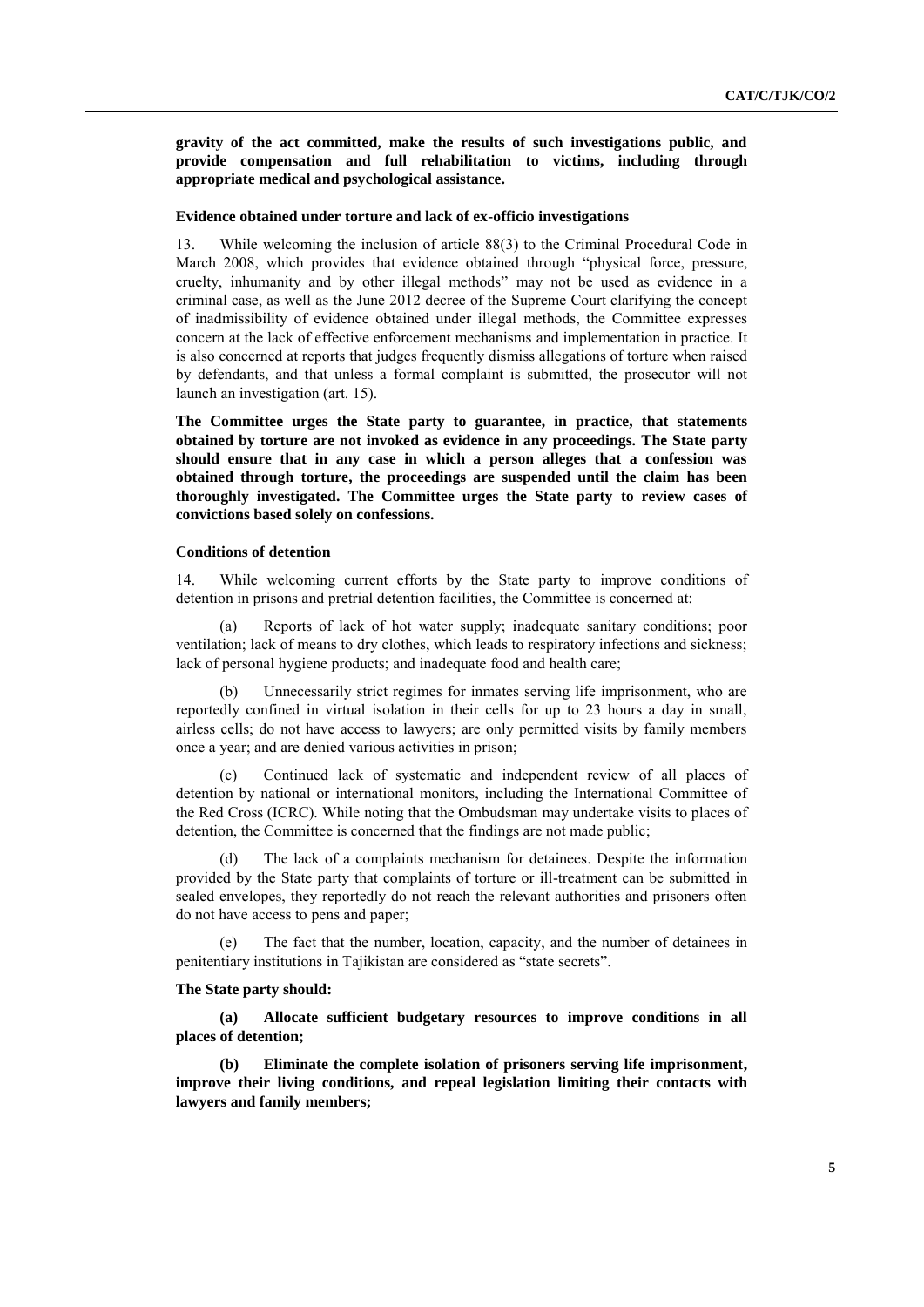**gravity of the act committed, make the results of such investigations public, and provide compensation and full rehabilitation to victims, including through appropriate medical and psychological assistance.**

### Evidence obtained under torture and lack of ex-officio investigations

13. While welcoming the inclusion of article 88(3) to the Criminal Procedural Code in March 2008, which provides that evidence obtained through "physical force, pressure, cruelty, inhumanity and by other illegal methods" may not be used as evidence in a criminal case, as well as the June 2012 decree of the Supreme Court clarifying the concept of inadmissibility of evidence obtained under illegal methods, the Committee expresses concern at the lack of effective enforcement mechanisms and implementation in practice. It is also concerned at reports that judges frequently dismiss allegations of torture when raised by defendants, and that unless a formal complaint is submitted, the prosecutor will not launch an investigation (art. 15).

**The Committee urges the State party to guarantee, in practice, that statements obtained by torture are not invoked as evidence in any proceedings. The State party should ensure that in any case in which a person alleges that a confession was obtained through torture, the proceedings are suspended until the claim has been thoroughly investigated. The Committee urges the State party to review cases of convictions based solely on confessions.**

### Conditions of detention

14. While welcoming current efforts by the State party to improve conditions of detention in prisons and pretrial detention facilities, the Committee is concerned at:

(a) Reports of lack of hot water supply; inadequate sanitary conditions; poor ventilation; lack of means to dry clothes, which leads to respiratory infections and sickness; lack of personal hygiene products; and inadequate food and health care;

(b) Unnecessarily strict regimes for inmates serving life imprisonment, who are reportedly confined in virtual isolation in their cells for up to 23 hours a day in small, airless cells; do not have access to lawyers; are only permitted visits by family members once a year; and are denied various activities in prison;

(c) Continued lack of systematic and independent review of all places of detention by national or international monitors, including the International Committee of the Red Cross (ICRC). While noting that the Ombudsman may undertake visits to places of detention, the Committee is concerned that the findings are not made public;

(d) The lack of a complaints mechanism for detainees. Despite the information provided by the State party that complaints of torture or ill-treatment can be submitted in sealed envelopes, they reportedly do not reach the relevant authorities and prisoners often do not have access to pens and paper;

(e) The fact that the number, location, capacity, and the number of detainees in penitentiary institutions in Tajikistan are considered as "state secrets".

**The State party should:**

**(a) Allocate sufficient budgetary resources to improve conditions in all places of detention;**

**(b) Eliminate the complete isolation of prisoners serving life imprisonment, improve their living conditions, and repeal legislation limiting their contacts with lawyers and family members;**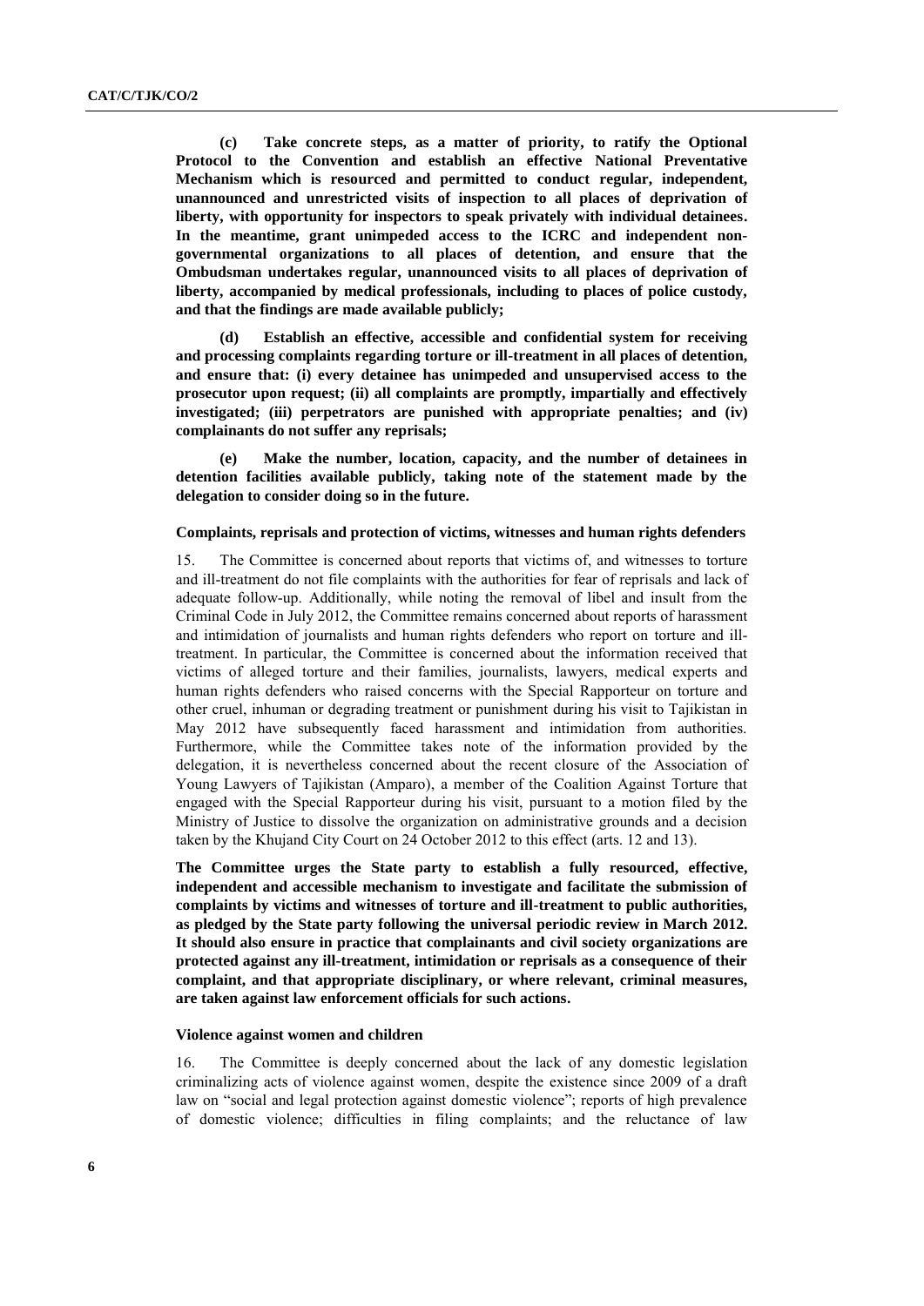**(c) Take concrete steps, as a matter of priority, to ratify the Optional Protocol to the Convention and establish an effective National Preventative Mechanism which is resourced and permitted to conduct regular, independent, unannounced and unrestricted visits of inspection to all places of deprivation of liberty, with opportunity for inspectors to speak privately with individual detainees. In the meantime, grant unimpeded access to the ICRC and independent non-governmental organizations to all places of detention, and ensure that the Ombudsman undertakes regular, unannounced visits to all places of deprivation of liberty, accompanied by medical professionals, including to places of police custody, and that the findings are made available publicly;**

**(d) Establish an effective, accessible and confidential system for receiving and processing complaints regarding torture or ill-treatment in all places of detention, and ensure that: (i) every detainee has unimpeded and unsupervised access to the prosecutor upon request; (ii) all complaints are promptly, impartially and effectively investigated; (iii) perpetrators are punished with appropriate penalties; and (iv) complainants do not suffer any reprisals;**

**(e) Make the number, location, capacity, and the number of detainees in detention facilities available publicly, taking note of the statement made by the delegation to consider doing so in the future.**

#### Complaints, reprisals and protection of victims, witnesses and human rights defenders

15. The Committee is concerned about reports that victims of, and witnesses to torture and ill-treatment do not file complaints with the authorities for fear of reprisals and lack of adequate follow-up. Additionally, while noting the removal of libel and insult from the Criminal Code in July 2012, the Committee remains concerned about reports of harassment and intimidation of journalists and human rights defenders who report on torture and ill-treatment. In particular, the Committee is concerned about the information received that victims of alleged torture and their families, journalists, lawyers, medical experts and human rights defenders who raised concerns with the Special Rapporteur on torture and other cruel, inhuman or degrading treatment or punishment during his visit to Tajikistan in May 2012 have subsequently faced harassment and intimidation from authorities. Furthermore, while the Committee takes note of the information provided by the delegation, it is nevertheless concerned about the recent closure of the Association of Young Lawyers of Tajikistan (Amparo), a member of the Coalition Against Torture that engaged with the Special Rapporteur during his visit, pursuant to a motion filed by the Ministry of Justice to dissolve the organization on administrative grounds and a decision taken by the Khujand City Court on 24 October 2012 to this effect (arts. 12 and 13).

**The Committee urges the State party to establish a fully resourced, effective, independent and accessible mechanism to investigate and facilitate the submission of complaints by victims and witnesses of torture and ill-treatment to public authorities, as pledged by the State party following the universal periodic review in March 2012. It should also ensure in practice that complainants and civil society organizations are protected against any ill-treatment, intimidation or reprisals as a consequence of their complaint, and that appropriate disciplinary, or where relevant, criminal measures, are taken against law enforcement officials for such actions.**

#### Violence against women and children

16. The Committee is deeply concerned about the lack of any domestic legislation criminalizing acts of violence against women, despite the existence since 2009 of a draft law on "social and legal protection against domestic violence"; reports of high prevalence of domestic violence; difficulties in filing complaints; and the reluctance of law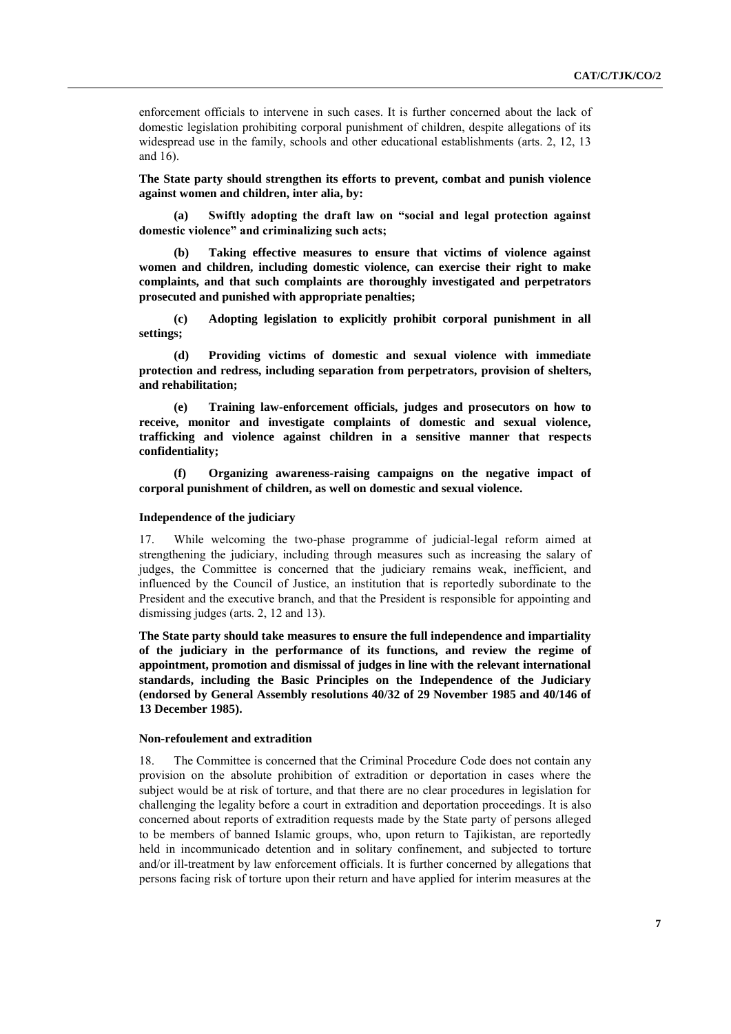enforcement officials to intervene in such cases. It is further concerned about the lack of domestic legislation prohibiting corporal punishment of children, despite allegations of its widespread use in the family, schools and other educational establishments (arts. 2, 12, 13 and 16).

**The State party should strengthen its efforts to prevent, combat and punish violence against women and children, inter alia, by:**

**(a) Swiftly adopting the draft law on "social and legal protection against domestic violence" and criminalizing such acts;**

**(b) Taking effective measures to ensure that victims of violence against women and children, including domestic violence, can exercise their right to make complaints, and that such complaints are thoroughly investigated and perpetrators prosecuted and punished with appropriate penalties;**

**(c) Adopting legislation to explicitly prohibit corporal punishment in all settings;**

**(d) Providing victims of domestic and sexual violence with immediate protection and redress, including separation from perpetrators, provision of shelters, and rehabilitation;**

**(e) Training law-enforcement officials, judges and prosecutors on how to receive, monitor and investigate complaints of domestic and sexual violence, trafficking and violence against children in a sensitive manner that respects confidentiality;**

**(f) Organizing awareness-raising campaigns on the negative impact of corporal punishment of children, as well on domestic and sexual violence.**

#### Independence of the judiciary

17. While welcoming the two-phase programme of judicial-legal reform aimed at strengthening the judiciary, including through measures such as increasing the salary of judges, the Committee is concerned that the judiciary remains weak, inefficient, and influenced by the Council of Justice, an institution that is reportedly subordinate to the President and the executive branch, and that the President is responsible for appointing and dismissing judges (arts. 2, 12 and 13).

**The State party should take measures to ensure the full independence and impartiality of the judiciary in the performance of its functions, and review the regime of appointment, promotion and dismissal of judges in line with the relevant international standards, including the Basic Principles on the Independence of the Judiciary (endorsed by General Assembly resolutions 40/32 of 29 November 1985 and 40/146 of 13 December 1985).**

#### Non-refoulement and extradition

18. The Committee is concerned that the Criminal Procedure Code does not contain any provision on the absolute prohibition of extradition or deportation in cases where the subject would be at risk of torture, and that there are no clear procedures in legislation for challenging the legality before a court in extradition and deportation proceedings. It is also concerned about reports of extradition requests made by the State party of persons alleged to be members of banned Islamic groups, who, upon return to Tajikistan, are reportedly held in incommunicado detention and in solitary confinement, and subjected to torture and/or ill-treatment by law enforcement officials. It is further concerned by allegations that persons facing risk of torture upon their return and have applied for interim measures at the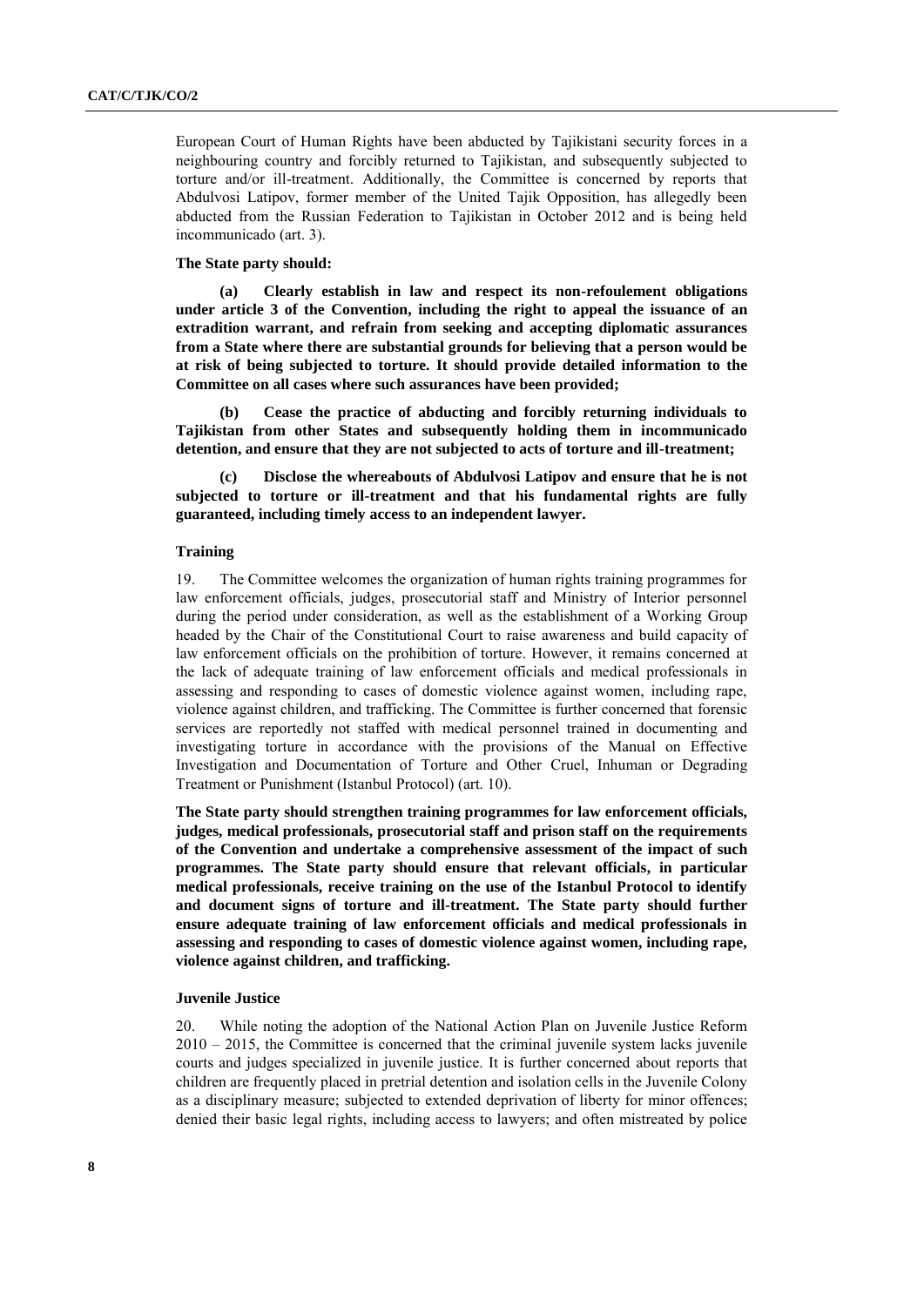European Court of Human Rights have been abducted by Tajikistani security forces in a neighbouring country and forcibly returned to Tajikistan, and subsequently subjected to torture and/or ill-treatment. Additionally, the Committee is concerned by reports that Abdulvosi Latipov, former member of the United Tajik Opposition, has allegedly been abducted from the Russian Federation to Tajikistan in October 2012 and is being held incommunicado (art. 3).

**The State party should:**

**(a) Clearly establish in law and respect its non-refoulement obligations under article 3 of the Convention, including the right to appeal the issuance of an extradition warrant, and refrain from seeking and accepting diplomatic assurances from a State where there are substantial grounds for believing that a person would be at risk of being subjected to torture. It should provide detailed information to the Committee on all cases where such assurances have been provided;**

**(b) Cease the practice of abducting and forcibly returning individuals to Tajikistan from other States and subsequently holding them in incommunicado detention, and ensure that they are not subjected to acts of torture and ill-treatment;**

**(c) Disclose the whereabouts of Abdulvosi Latipov and ensure that he is not subjected to torture or ill-treatment and that his fundamental rights are fully guaranteed, including timely access to an independent lawyer.**

### Training

19. The Committee welcomes the organization of human rights training programmes for law enforcement officials, judges, prosecutorial staff and Ministry of Interior personnel during the period under consideration, as well as the establishment of a Working Group headed by the Chair of the Constitutional Court to raise awareness and build capacity of law enforcement officials on the prohibition of torture. However, it remains concerned at the lack of adequate training of law enforcement officials and medical professionals in assessing and responding to cases of domestic violence against women, including rape, violence against children, and trafficking. The Committee is further concerned that forensic services are reportedly not staffed with medical personnel trained in documenting and investigating torture in accordance with the provisions of the Manual on Effective Investigation and Documentation of Torture and Other Cruel, Inhuman or Degrading Treatment or Punishment (Istanbul Protocol) (art. 10).

**The State party should strengthen training programmes for law enforcement officials, judges, medical professionals, prosecutorial staff and prison staff on the requirements of the Convention and undertake a comprehensive assessment of the impact of such programmes. The State party should ensure that relevant officials, in particular medical professionals, receive training on the use of the Istanbul Protocol to identify and document signs of torture and ill-treatment. The State party should further ensure adequate training of law enforcement officials and medical professionals in assessing and responding to cases of domestic violence against women, including rape, violence against children, and trafficking.**

### Juvenile Justice

20. While noting the adoption of the National Action Plan on Juvenile Justice Reform 2010 – 2015, the Committee is concerned that the criminal juvenile system lacks juvenile courts and judges specialized in juvenile justice. It is further concerned about reports that children are frequently placed in pretrial detention and isolation cells in the Juvenile Colony as a disciplinary measure; subjected to extended deprivation of liberty for minor offences; denied their basic legal rights, including access to lawyers; and often mistreated by police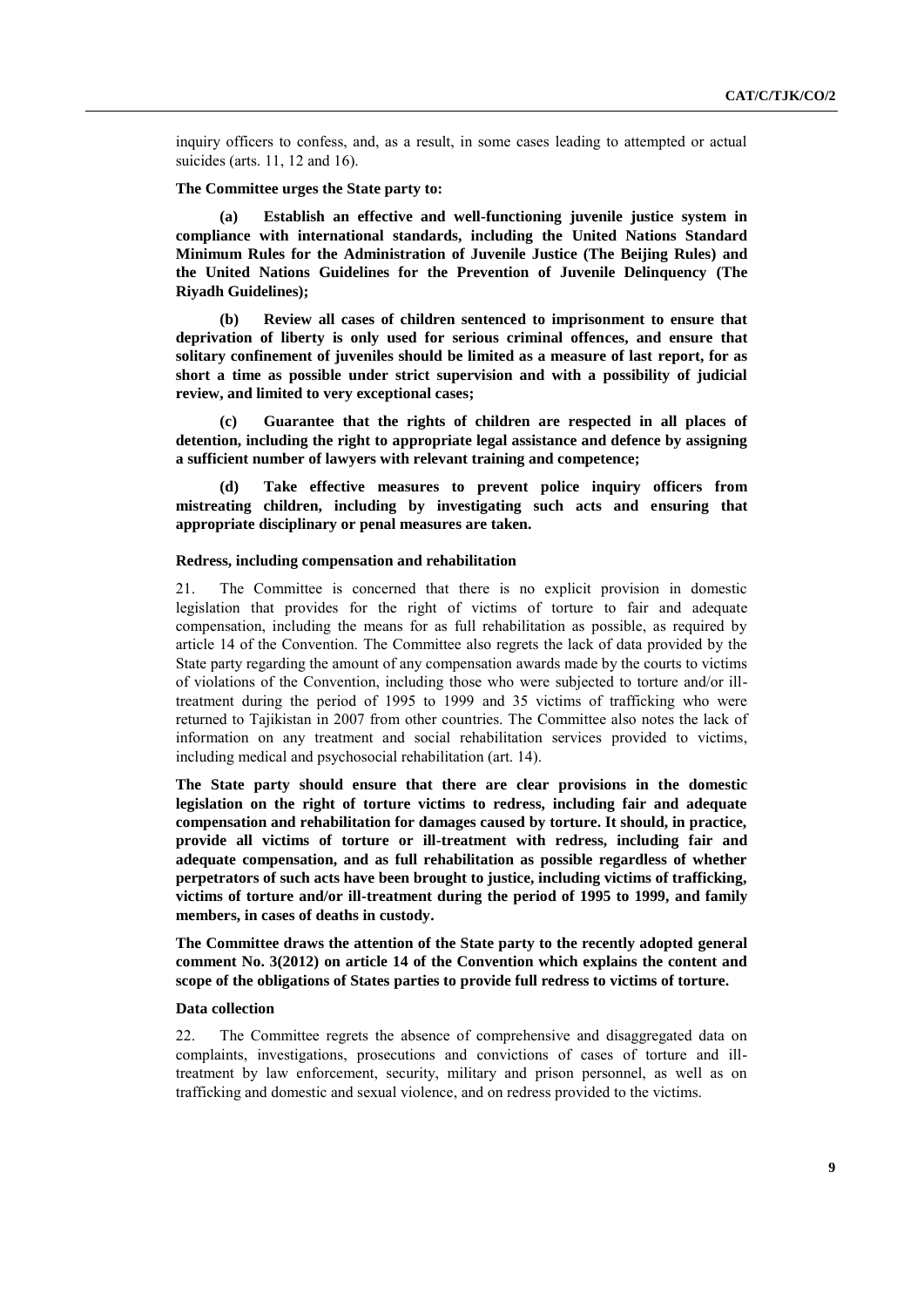inquiry officers to confess, and, as a result, in some cases leading to attempted or actual suicides (arts. 11, 12 and 16).

**The Committee urges the State party to:**

**(a) Establish an effective and well-functioning juvenile justice system in compliance with international standards, including the United Nations Standard Minimum Rules for the Administration of Juvenile Justice (The Beijing Rules) and the United Nations Guidelines for the Prevention of Juvenile Delinquency (The Riyadh Guidelines);**

**(b) Review all cases of children sentenced to imprisonment to ensure that deprivation of liberty is only used for serious criminal offences, and ensure that solitary confinement of juveniles should be limited as a measure of last report, for as short a time as possible under strict supervision and with a possibility of judicial review, and limited to very exceptional cases;**

**(c) Guarantee that the rights of children are respected in all places of detention, including the right to appropriate legal assistance and defence by assigning a sufficient number of lawyers with relevant training and competence;**

**(d) Take effective measures to prevent police inquiry officers from mistreating children, including by investigating such acts and ensuring that appropriate disciplinary or penal measures are taken.**

#### Redress, including compensation and rehabilitation

21. The Committee is concerned that there is no explicit provision in domestic legislation that provides for the right of victims of torture to fair and adequate compensation, including the means for as full rehabilitation as possible, as required by article 14 of the Convention. The Committee also regrets the lack of data provided by the State party regarding the amount of any compensation awards made by the courts to victims of violations of the Convention, including those who were subjected to torture and/or ill-treatment during the period of 1995 to 1999 and 35 victims of trafficking who were returned to Tajikistan in 2007 from other countries. The Committee also notes the lack of information on any treatment and social rehabilitation services provided to victims, including medical and psychosocial rehabilitation (art. 14).

**The State party should ensure that there are clear provisions in the domestic legislation on the right of torture victims to redress, including fair and adequate compensation and rehabilitation for damages caused by torture. It should, in practice, provide all victims of torture or ill-treatment with redress, including fair and adequate compensation, and as full rehabilitation as possible regardless of whether perpetrators of such acts have been brought to justice, including victims of trafficking, victims of torture and/or ill-treatment during the period of 1995 to 1999, and family members, in cases of deaths in custody.**

**The Committee draws the attention of the State party to the recently adopted general comment No. 3(2012) on article 14 of the Convention which explains the content and scope of the obligations of States parties to provide full redress to victims of torture.**

#### Data collection

22. The Committee regrets the absence of comprehensive and disaggregated data on complaints, investigations, prosecutions and convictions of cases of torture and ill-treatment by law enforcement, security, military and prison personnel, as well as on trafficking and domestic and sexual violence, and on redress provided to the victims.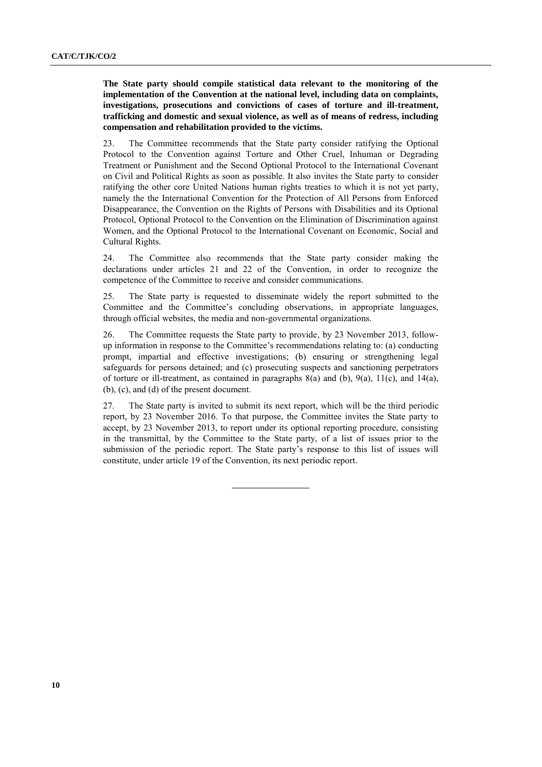**The State party should compile statistical data relevant to the monitoring of the implementation of the Convention at the national level, including data on complaints, investigations, prosecutions and convictions of cases of torture and ill-treatment, trafficking and domestic and sexual violence, as well as of means of redress, including compensation and rehabilitation provided to the victims.**

23. The Committee recommends that the State party consider ratifying the Optional Protocol to the Convention against Torture and Other Cruel, Inhuman or Degrading Treatment or Punishment and the Second Optional Protocol to the International Covenant on Civil and Political Rights as soon as possible. It also invites the State party to consider ratifying the other core United Nations human rights treaties to which it is not yet party, namely the the International Convention for the Protection of All Persons from Enforced Disappearance, the Convention on the Rights of Persons with Disabilities and its Optional Protocol, Optional Protocol to the Convention on the Elimination of Discrimination against Women, and the Optional Protocol to the International Covenant on Economic, Social and Cultural Rights.

24. The Committee also recommends that the State party consider making the declarations under articles 21 and 22 of the Convention, in order to recognize the competence of the Committee to receive and consider communications.

25. The State party is requested to disseminate widely the report submitted to the Committee and the Committee's concluding observations, in appropriate languages, through official websites, the media and non-governmental organizations.

26. The Committee requests the State party to provide, by 23 November 2013, follow-up information in response to the Committee's recommendations relating to: (a) conducting prompt, impartial and effective investigations; (b) ensuring or strengthening legal safeguards for persons detained; and (c) prosecuting suspects and sanctioning perpetrators of torture or ill-treatment, as contained in paragraphs 8(a) and (b), 9(a), 11(c), and 14(a), (b), (c), and (d) of the present document.

27. The State party is invited to submit its next report, which will be the third periodic report, by 23 November 2016. To that purpose, the Committee invites the State party to accept, by 23 November 2013, to report under its optional reporting procedure, consisting in the transmittal, by the Committee to the State party, of a list of issues prior to the submission of the periodic report. The State party's response to this list of issues will constitute, under article 19 of the Convention, its next periodic report.